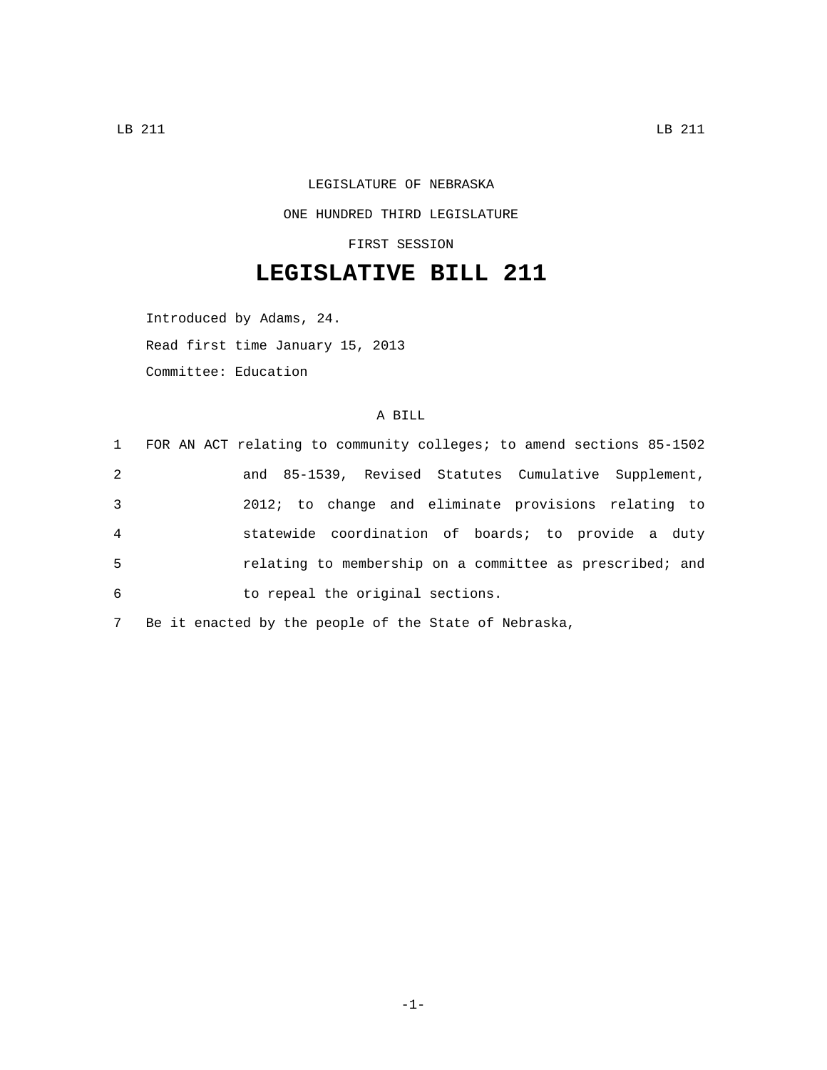LEGISLATURE OF NEBRASKA

ONE HUNDRED THIRD LEGISLATURE

FIRST SESSION

# LEGISLATIVE BILL 211

Introduced by Adams, 24.

Read first time January 15, 2013

Committee: Education

A BILL

1 FOR AN ACT relating to community colleges; to amend sections 85-1502
2 and 85-1539, Revised Statutes Cumulative Supplement,
3 2012; to change and eliminate provisions relating to
4 statewide coordination of boards; to provide a duty
5 relating to membership on a committee as prescribed; and
6 to repeal the original sections.
7 Be it enacted by the people of the State of Nebraska,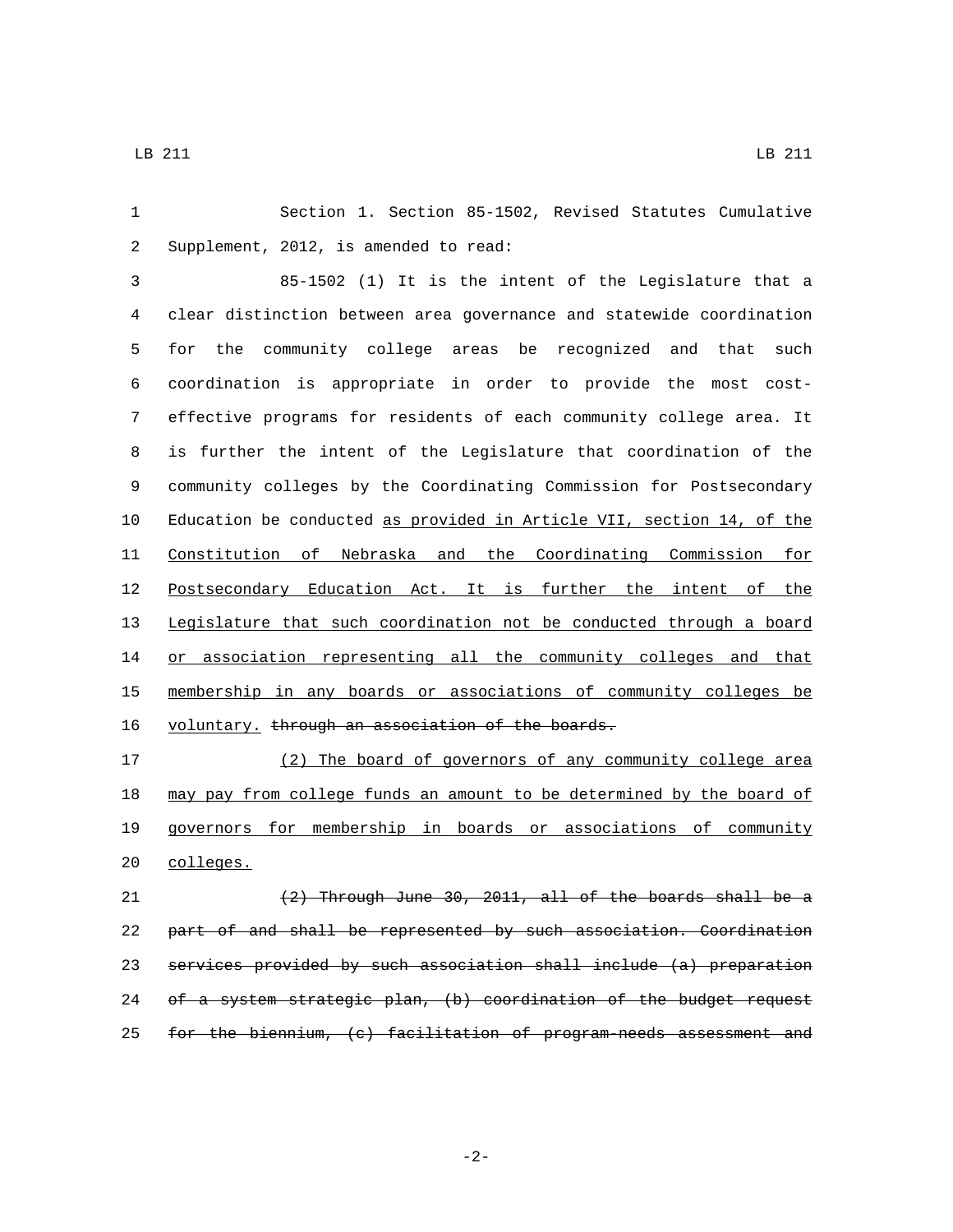Section 1. Section 85-1502, Revised Statutes Cumulative Supplement, 2012, is amended to read:

85-1502 (1) It is the intent of the Legislature that a clear distinction between area governance and statewide coordination for the community college areas be recognized and that such coordination is appropriate in order to provide the most cost-effective programs for residents of each community college area. It is further the intent of the Legislature that coordination of the community colleges by the Coordinating Commission for Postsecondary Education be conducted <u>as provided in Article VII, section 14, of the Constitution of Nebraska and the Coordinating Commission for Postsecondary Education Act. It is further the intent of the Legislature that such coordination not be conducted through a board or association representing all the community colleges and that membership in any boards or associations of community colleges be voluntary.</u> ~~through an association of the boards.~~

<u>(2) The board of governors of any community college area may pay from college funds an amount to be determined by the board of governors for membership in boards or associations of community colleges.</u>

~~(2) Through June 30, 2011, all of the boards shall be a part of and shall be represented by such association. Coordination services provided by such association shall include (a) preparation of a system strategic plan, (b) coordination of the budget request for the biennium, (c) facilitation of program-needs assessment and~~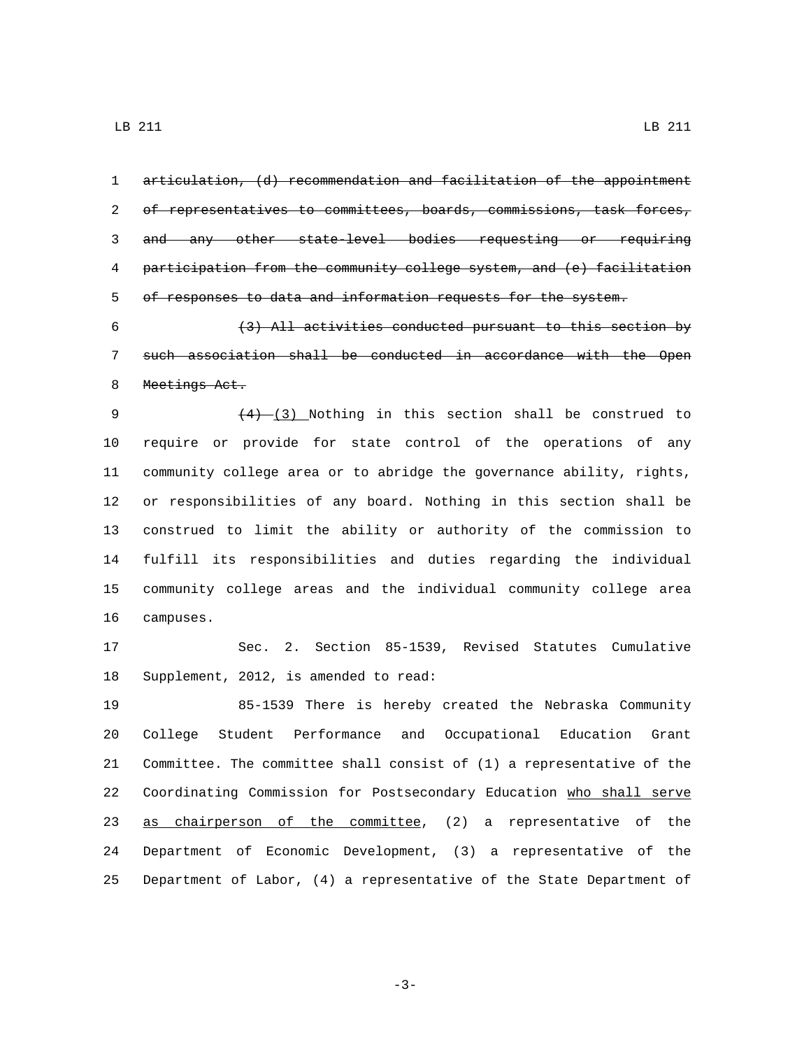~~articulation, (d) recommendation and facilitation of the appointment of representatives to committees, boards, commissions, task forces, and any other state-level bodies requesting or requiring participation from the community college system, and (e) facilitation of responses to data and information requests for the system.~~

~~(3) All activities conducted pursuant to this section by such association shall be conducted in accordance with the Open Meetings Act.~~

~~(4)~~ <u>(3)</u> Nothing in this section shall be construed to require or provide for state control of the operations of any community college area or to abridge the governance ability, rights, or responsibilities of any board. Nothing in this section shall be construed to limit the ability or authority of the commission to fulfill its responsibilities and duties regarding the individual community college areas and the individual community college area campuses.

Sec. 2. Section 85-1539, Revised Statutes Cumulative Supplement, 2012, is amended to read:

85-1539 There is hereby created the Nebraska Community College Student Performance and Occupational Education Grant Committee. The committee shall consist of (1) a representative of the Coordinating Commission for Postsecondary Education <u>who shall serve as chairperson of the committee</u>, (2) a representative of the Department of Economic Development, (3) a representative of the Department of Labor, (4) a representative of the State Department of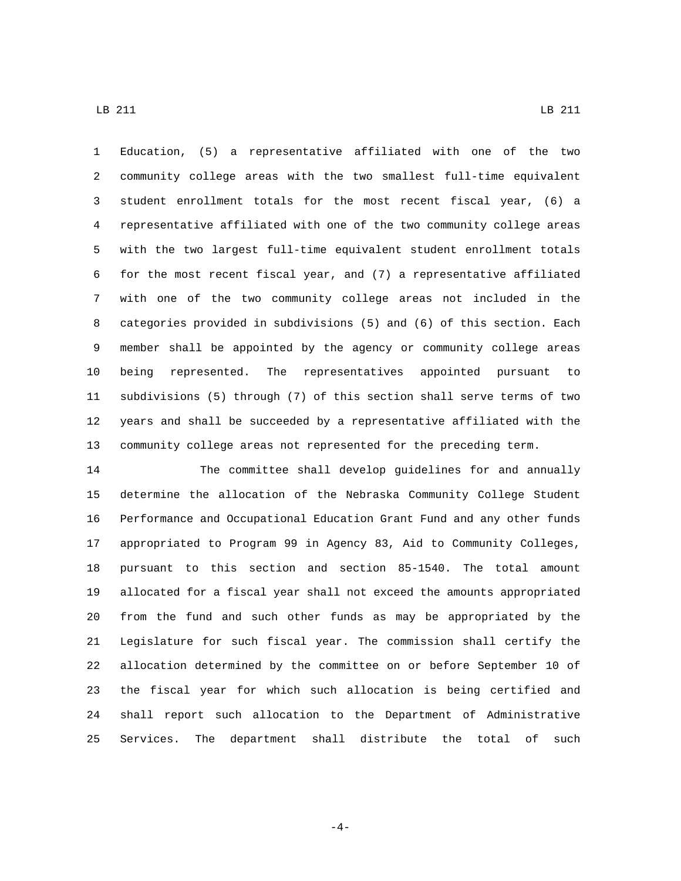Education, (5) a representative affiliated with one of the two community college areas with the two smallest full-time equivalent student enrollment totals for the most recent fiscal year, (6) a representative affiliated with one of the two community college areas with the two largest full-time equivalent student enrollment totals for the most recent fiscal year, and (7) a representative affiliated with one of the two community college areas not included in the categories provided in subdivisions (5) and (6) of this section. Each member shall be appointed by the agency or community college areas being represented. The representatives appointed pursuant to subdivisions (5) through (7) of this section shall serve terms of two years and shall be succeeded by a representative affiliated with the community college areas not represented for the preceding term.

The committee shall develop guidelines for and annually determine the allocation of the Nebraska Community College Student Performance and Occupational Education Grant Fund and any other funds appropriated to Program 99 in Agency 83, Aid to Community Colleges, pursuant to this section and section 85-1540. The total amount allocated for a fiscal year shall not exceed the amounts appropriated from the fund and such other funds as may be appropriated by the Legislature for such fiscal year. The commission shall certify the allocation determined by the committee on or before September 10 of the fiscal year for which such allocation is being certified and shall report such allocation to the Department of Administrative Services. The department shall distribute the total of such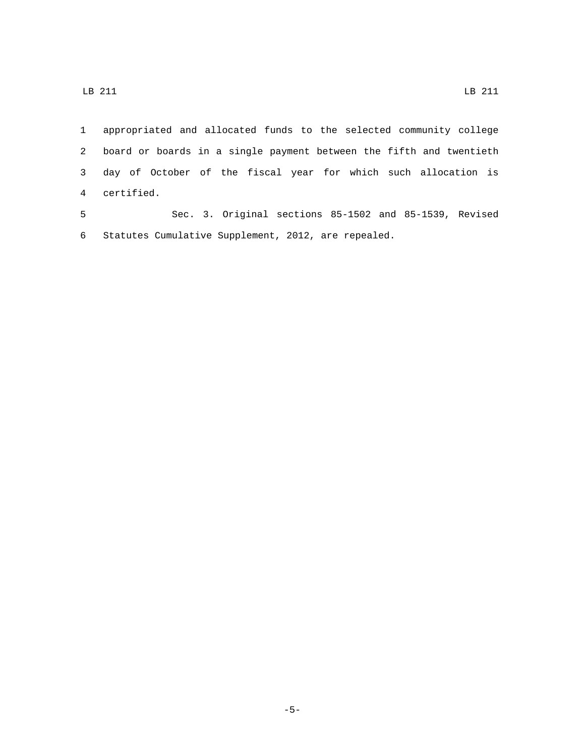appropriated and allocated funds to the selected community college board or boards in a single payment between the fifth and twentieth day of October of the fiscal year for which such allocation is certified.

Sec. 3. Original sections 85-1502 and 85-1539, Revised Statutes Cumulative Supplement, 2012, are repealed.